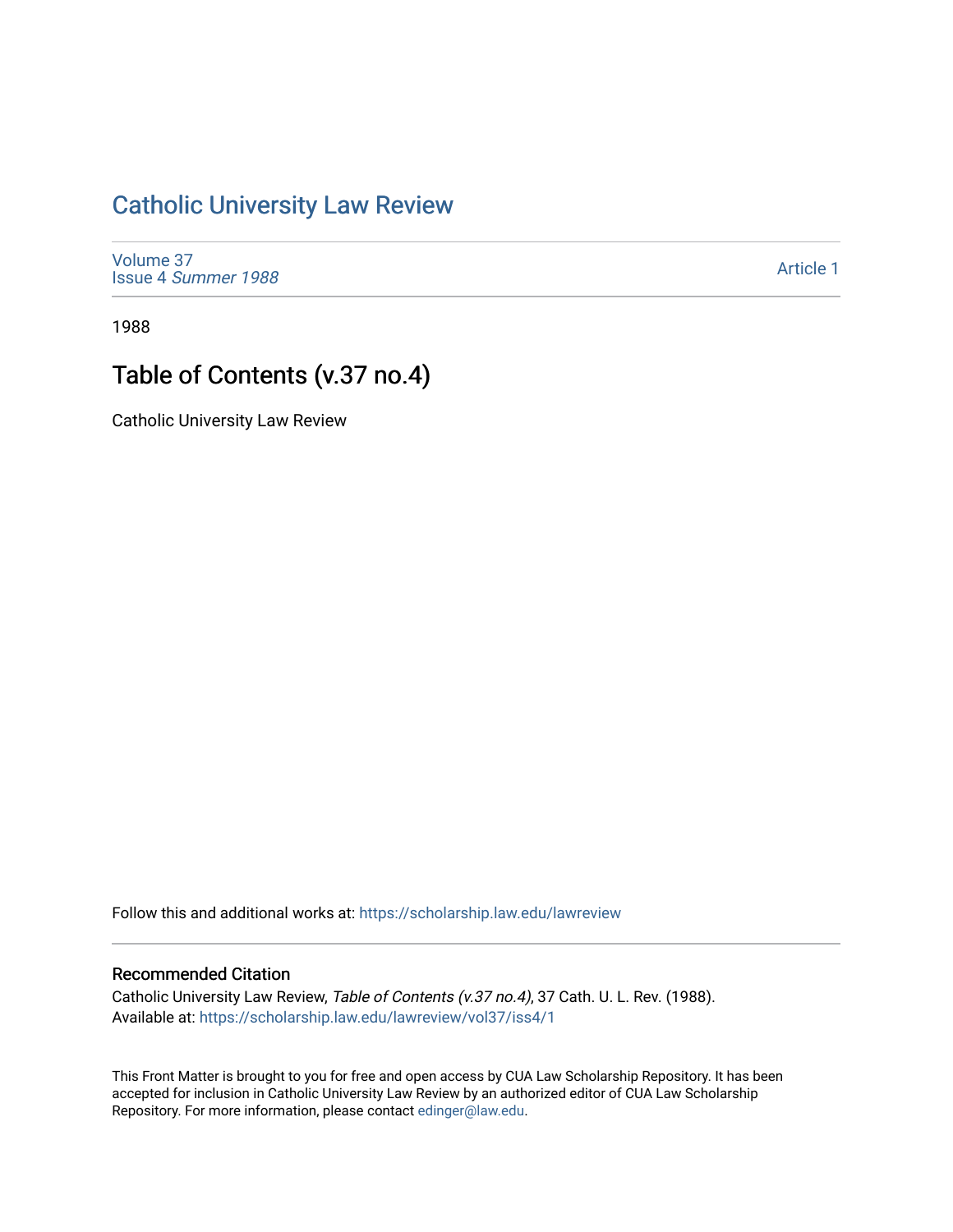# Catholic University Law Review

Volume 37
Issue 4 *Summer 1988*

Article 1

1988

## Table of Contents (v.37 no.4)

Catholic University Law Review

Follow this and additional works at: https://scholarship.law.edu/lawreview

### Recommended Citation

Catholic University Law Review, *Table of Contents (v.37 no.4)*, 37 Cath. U. L. Rev. (1988).
Available at: https://scholarship.law.edu/lawreview/vol37/iss4/1

This Front Matter is brought to you for free and open access by CUA Law Scholarship Repository. It has been accepted for inclusion in Catholic University Law Review by an authorized editor of CUA Law Scholarship Repository. For more information, please contact edinger@law.edu.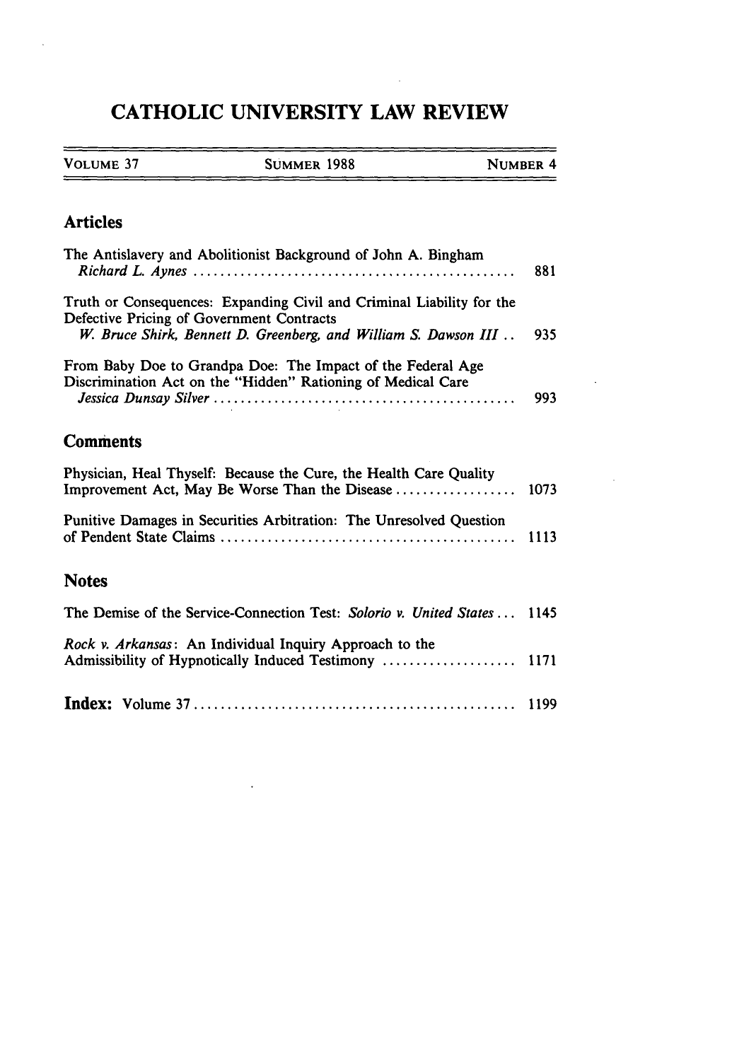# CATHOLIC UNIVERSITY LAW REVIEW

| VOLUME 37 | SUMMER 1988 | NUMBER 4 |
|---|---|---|

## Articles

The Antislavery and Abolitionist Background of John A. Bingham
*Richard L. Aynes* ........ 881

Truth or Consequences: Expanding Civil and Criminal Liability for the Defective Pricing of Government Contracts
*W. Bruce Shirk, Bennett D. Greenberg, and William S. Dawson III* .. 935

From Baby Doe to Grandpa Doe: The Impact of the Federal Age Discrimination Act on the "Hidden" Rationing of Medical Care
*Jessica Dunsay Silver* ........ 993

## Comments

Physician, Heal Thyself: Because the Cure, the Health Care Quality Improvement Act, May Be Worse Than the Disease ........ 1073

Punitive Damages in Securities Arbitration: The Unresolved Question of Pendent State Claims ........ 1113

## Notes

The Demise of the Service-Connection Test: *Solorio v. United States* ... 1145

*Rock v. Arkansas*: An Individual Inquiry Approach to the Admissibility of Hypnotically Induced Testimony ........ 1171

**Index:** Volume 37 ........ 1199